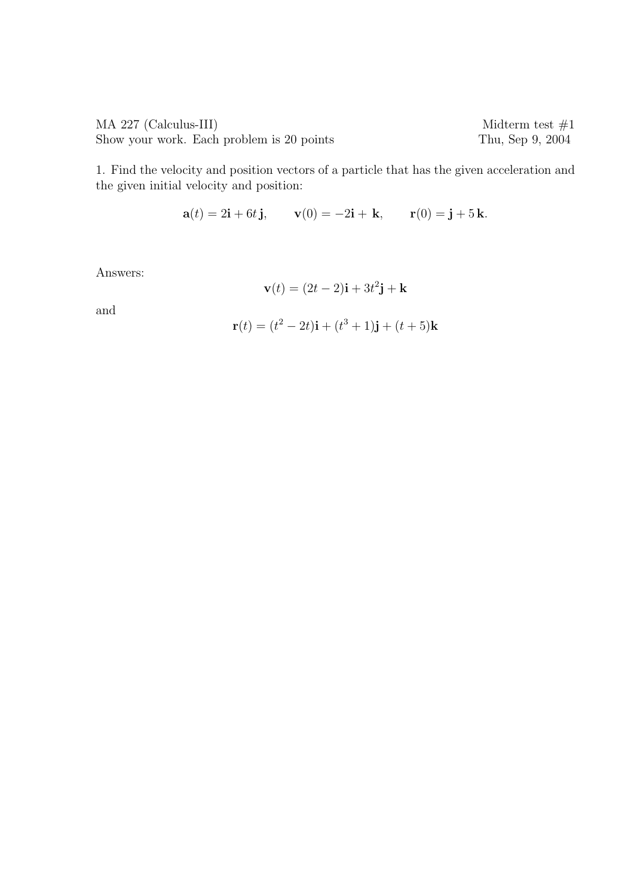MA 227 (Calculus-III) Midterm test #1

Show your work. Each problem is 20 points Thu, Sep 9, 2004

1. Find the velocity and position vectors of a particle that has the given acceleration and the given initial velocity and position:

$$\mathbf{a}(t) = 2\mathbf{i} + 6t\,\mathbf{j}, \qquad \mathbf{v}(0) = -2\mathbf{i} + \mathbf{k}, \qquad \mathbf{r}(0) = \mathbf{j} + 5\,\mathbf{k}.$$

Answers:

$$\mathbf{v}(t) = (2t - 2)\mathbf{i} + 3t^2\mathbf{j} + \mathbf{k}$$

and

$$\mathbf{r}(t) = (t^2 - 2t)\mathbf{i} + (t^3 + 1)\mathbf{j} + (t + 5)\mathbf{k}$$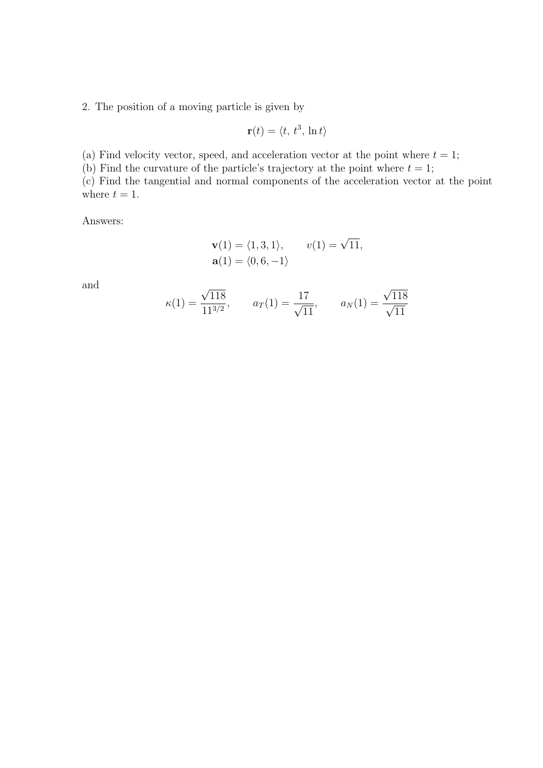2. The position of a moving particle is given by

$$\mathbf{r}(t) = \langle t,\, t^3,\, \ln t \rangle$$

(a) Find velocity vector, speed, and acceleration vector at the point where $t = 1$;
(b) Find the curvature of the particle's trajectory at the point where $t = 1$;
(c) Find the tangential and normal components of the acceleration vector at the point where $t = 1$.

Answers:

$$\mathbf{v}(1) = \langle 1, 3, 1 \rangle, \qquad v(1) = \sqrt{11},$$
$$\mathbf{a}(1) = \langle 0, 6, -1 \rangle$$

and

$$\kappa(1) = \frac{\sqrt{118}}{11^{3/2}}, \qquad a_T(1) = \frac{17}{\sqrt{11}}, \qquad a_N(1) = \frac{\sqrt{118}}{\sqrt{11}}$$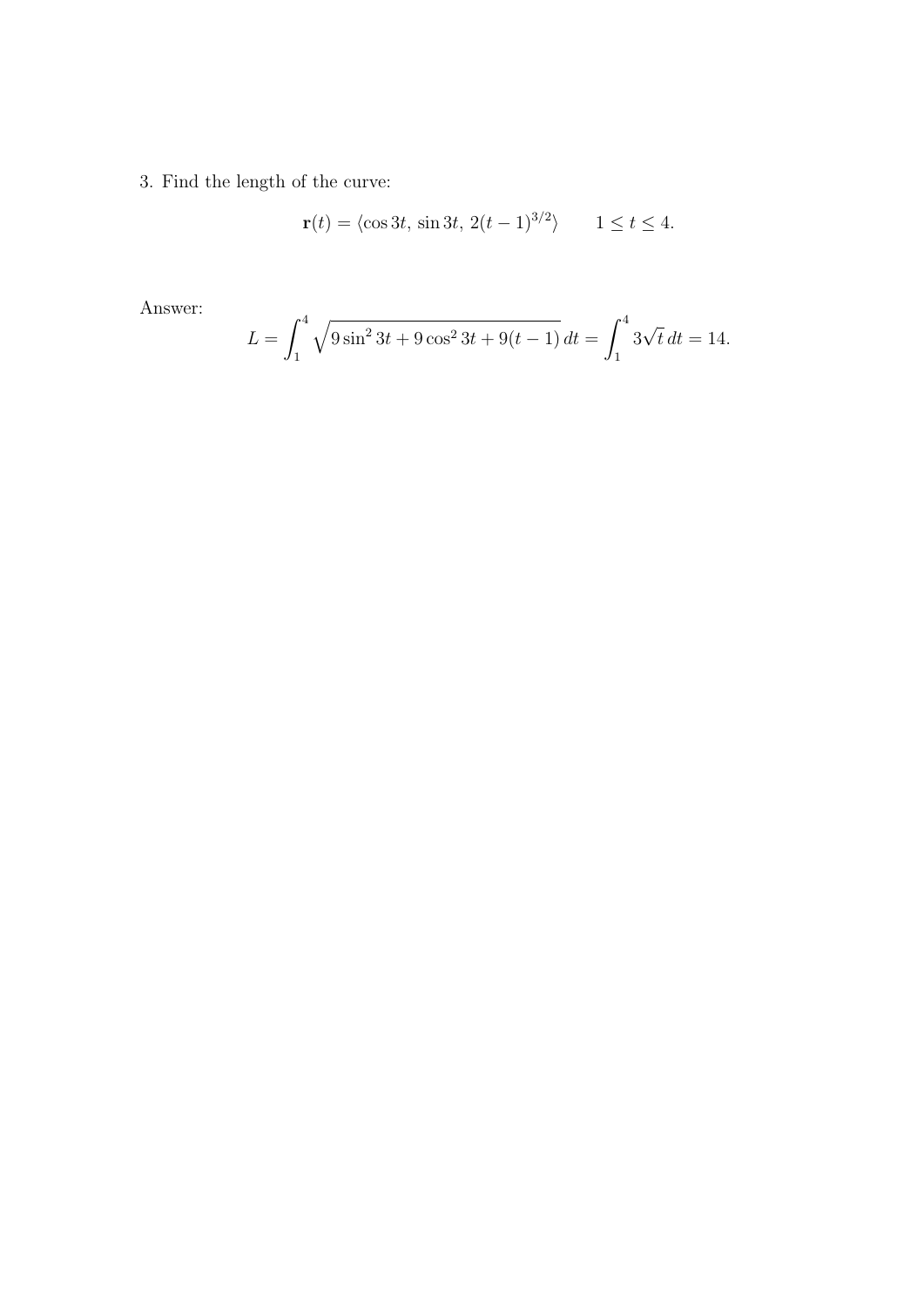3. Find the length of the curve:

$$\mathbf{r}(t) = \langle \cos 3t,\, \sin 3t,\, 2(t-1)^{3/2} \rangle \qquad 1 \leq t \leq 4.$$

Answer:

$$L = \int_1^4 \sqrt{9\sin^2 3t + 9\cos^2 3t + 9(t-1)}\, dt = \int_1^4 3\sqrt{t}\, dt = 14.$$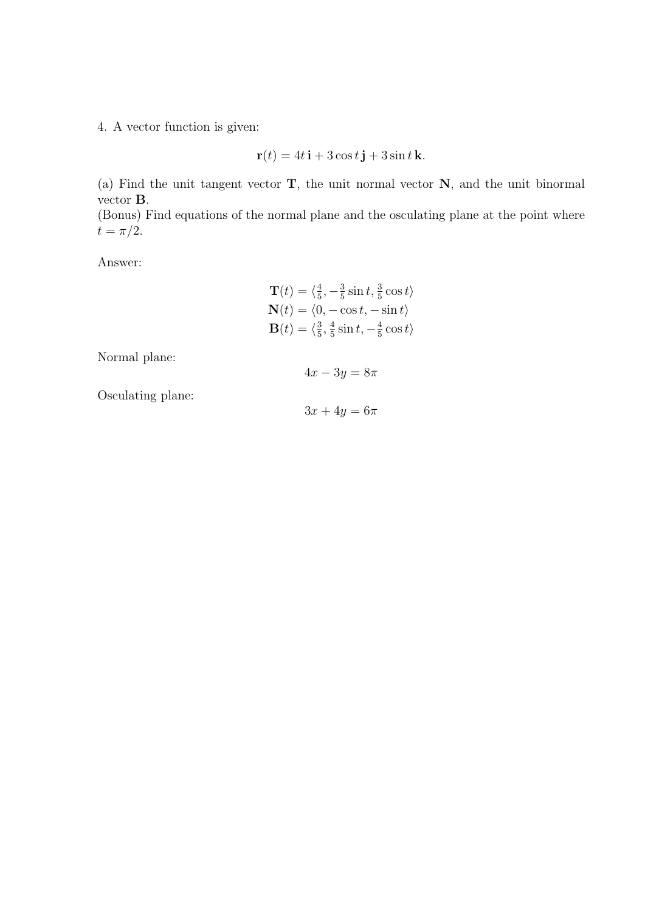4. A vector function is given:

$$\mathbf{r}(t) = 4t\,\mathbf{i} + 3\cos t\,\mathbf{j} + 3\sin t\,\mathbf{k}.$$

(a) Find the unit tangent vector $\mathbf{T}$, the unit normal vector $\mathbf{N}$, and the unit binormal vector $\mathbf{B}$.
(Bonus) Find equations of the normal plane and the osculating plane at the point where $t = \pi/2$.

Answer:

$$\begin{aligned}
\mathbf{T}(t) &= \langle \tfrac{4}{5}, -\tfrac{3}{5}\sin t, \tfrac{3}{5}\cos t \rangle \\
\mathbf{N}(t) &= \langle 0, -\cos t, -\sin t \rangle \\
\mathbf{B}(t) &= \langle \tfrac{3}{5}, \tfrac{4}{5}\sin t, -\tfrac{4}{5}\cos t \rangle
\end{aligned}$$

Normal plane:

$$4x - 3y = 8\pi$$

Osculating plane:

$$3x + 4y = 6\pi$$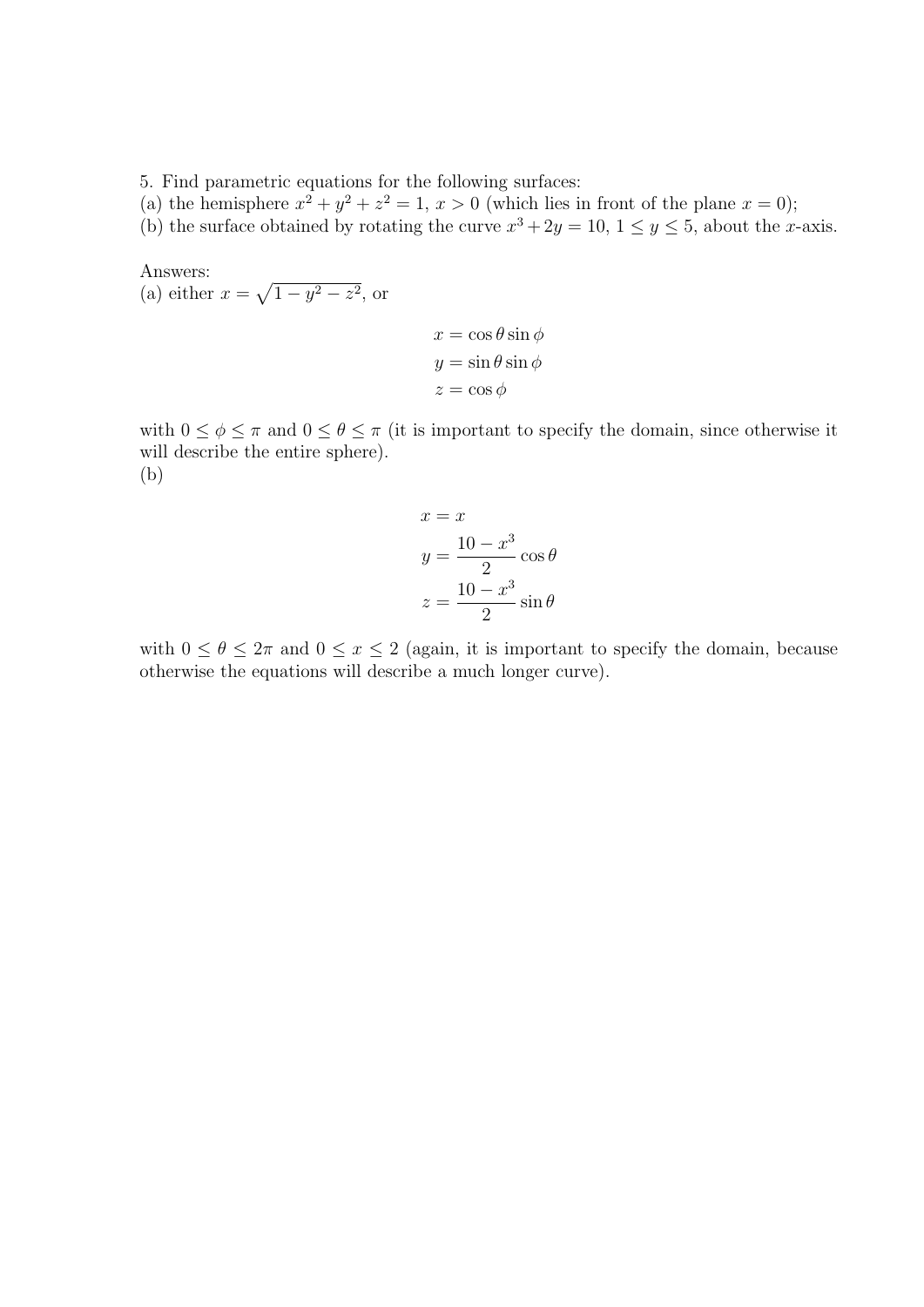5. Find parametric equations for the following surfaces:
(a) the hemisphere $x^2 + y^2 + z^2 = 1$, $x > 0$ (which lies in front of the plane $x = 0$);
(b) the surface obtained by rotating the curve $x^3 + 2y = 10$, $1 \leq y \leq 5$, about the $x$-axis.

Answers:
(a) either $x = \sqrt{1 - y^2 - z^2}$, or

$$
\begin{aligned}
x &= \cos\theta \sin\phi \\
y &= \sin\theta \sin\phi \\
z &= \cos\phi
\end{aligned}
$$

with $0 \leq \phi \leq \pi$ and $0 \leq \theta \leq \pi$ (it is important to specify the domain, since otherwise it will describe the entire sphere).
(b)

$$
\begin{aligned}
x &= x \\
y &= \frac{10 - x^3}{2} \cos\theta \\
z &= \frac{10 - x^3}{2} \sin\theta
\end{aligned}
$$

with $0 \leq \theta \leq 2\pi$ and $0 \leq x \leq 2$ (again, it is important to specify the domain, because otherwise the equations will describe a much longer curve).